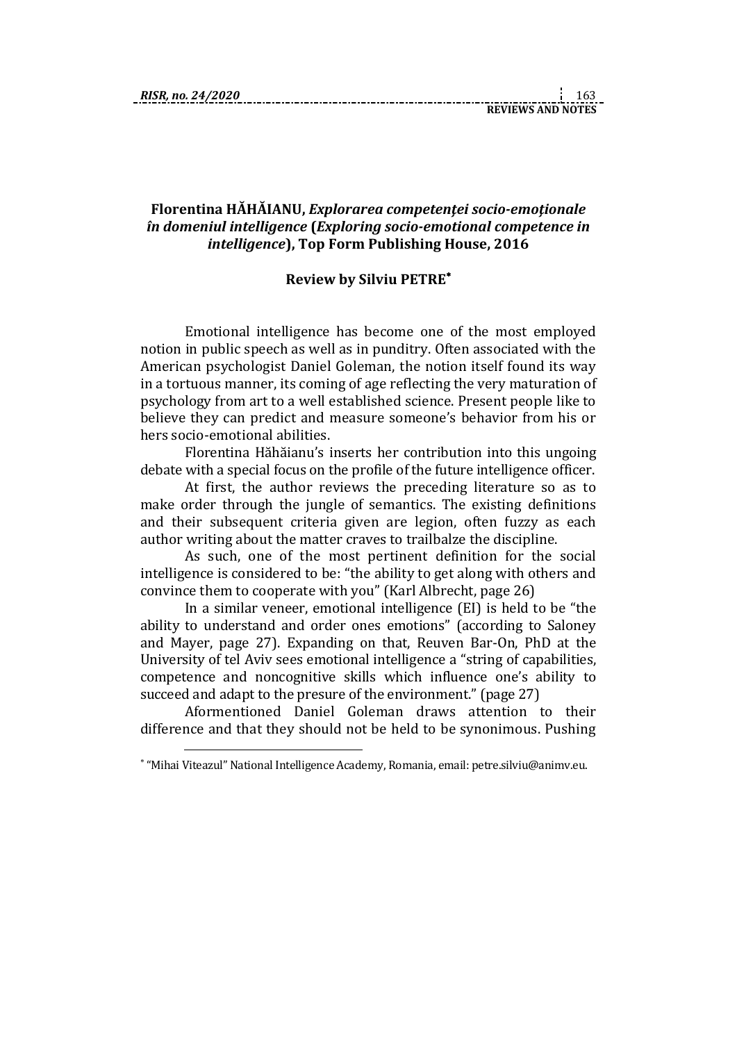## Florentina HĂHĂIANU, *Explorarea competenței socio-emoționale în domeniul intelligence* (*Exploring socio-emotional competence in intelligence*), Top Form Publishing House, 2016

### Review by Silviu PETRE[*]

Emotional intelligence has become one of the most employed notion in public speech as well as in punditry. Often associated with the American psychologist Daniel Goleman, the notion itself found its way in a tortuous manner, its coming of age reflecting the very maturation of psychology from art to a well established science. Present people like to believe they can predict and measure someone's behavior from his or hers socio-emotional abilities.

Florentina Hăhăianu's inserts her contribution into this ungoing debate with a special focus on the profile of the future intelligence officer.

At first, the author reviews the preceding literature so as to make order through the jungle of semantics. The existing definitions and their subsequent criteria given are legion, often fuzzy as each author writing about the matter craves to trailbalze the discipline.

As such, one of the most pertinent definition for the social intelligence is considered to be: "the ability to get along with others and convince them to cooperate with you" (Karl Albrecht, page 26)

In a similar veneer, emotional intelligence (EI) is held to be "the ability to understand and order ones emotions" (according to Saloney and Mayer, page 27). Expanding on that, Reuven Bar-On, PhD at the University of tel Aviv sees emotional intelligence a "string of capabilities, competence and noncognitive skills which influence one's ability to succeed and adapt to the presure of the environment." (page 27)

Aformentioned Daniel Goleman draws attention to their difference and that they should not be held to be synonimous. Pushing

---

[*] "Mihai Viteazul" National Intelligence Academy, Romania, email: petre.silviu@animv.eu.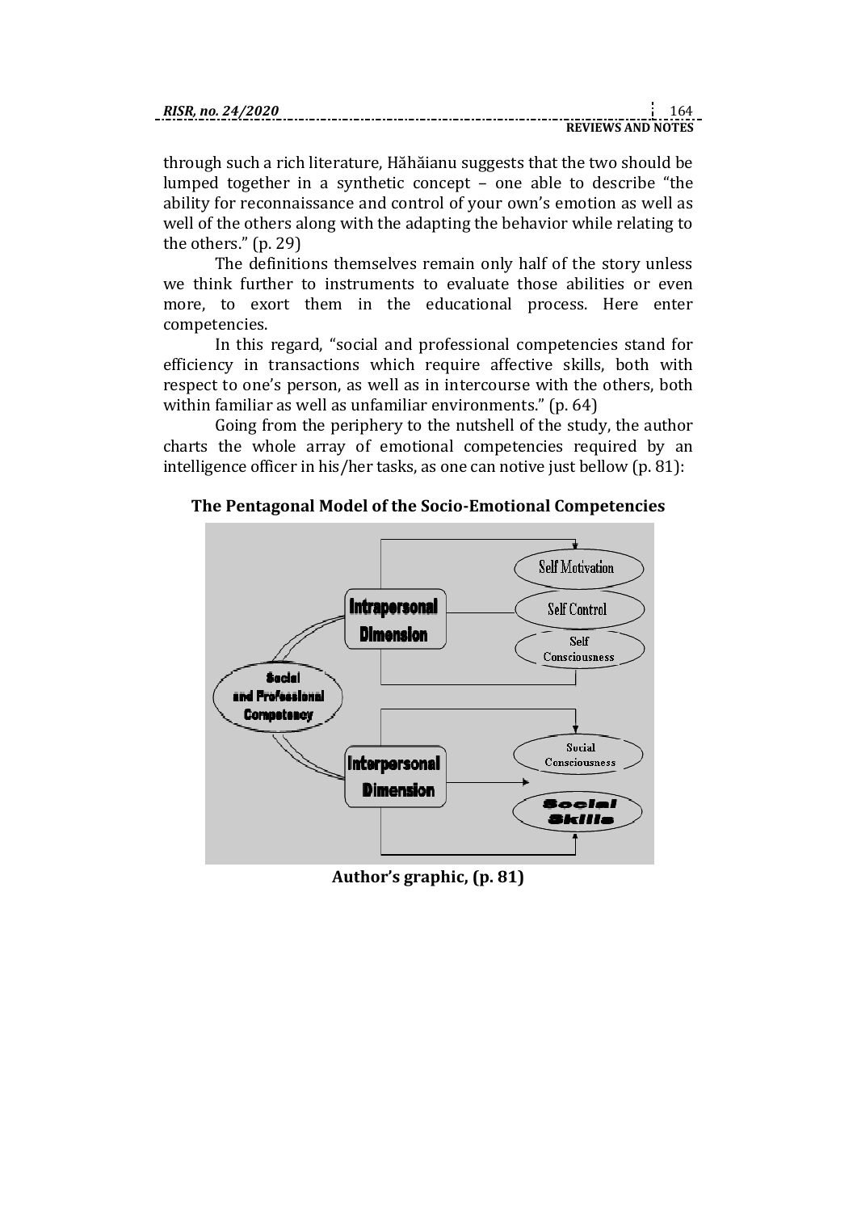through such a rich literature, Hăhăianu suggests that the two should be lumped together in a synthetic concept – one able to describe "the ability for reconnaissance and control of your own's emotion as well as well of the others along with the adapting the behavior while relating to the others." (p. 29)

The definitions themselves remain only half of the story unless we think further to instruments to evaluate those abilities or even more, to exort them in the educational process. Here enter competencies.

In this regard, "social and professional competencies stand for efficiency in transactions which require affective skills, both with respect to one's person, as well as in intercourse with the others, both within familiar as well as unfamiliar environments." (p. 64)

Going from the periphery to the nutshell of the study, the author charts the whole array of emotional competencies required by an intelligence officer in his/her tasks, as one can notive just bellow (p. 81):

**The Pentagonal Model of the Socio-Emotional Competencies**

Social and Professional Competency

Intrapersonal Dimension

Self Motivation

Self Control

Self Consciousness

Interpersonal Dimension

Social Consciousness

Social Skills

**Author's graphic, (p. 81)**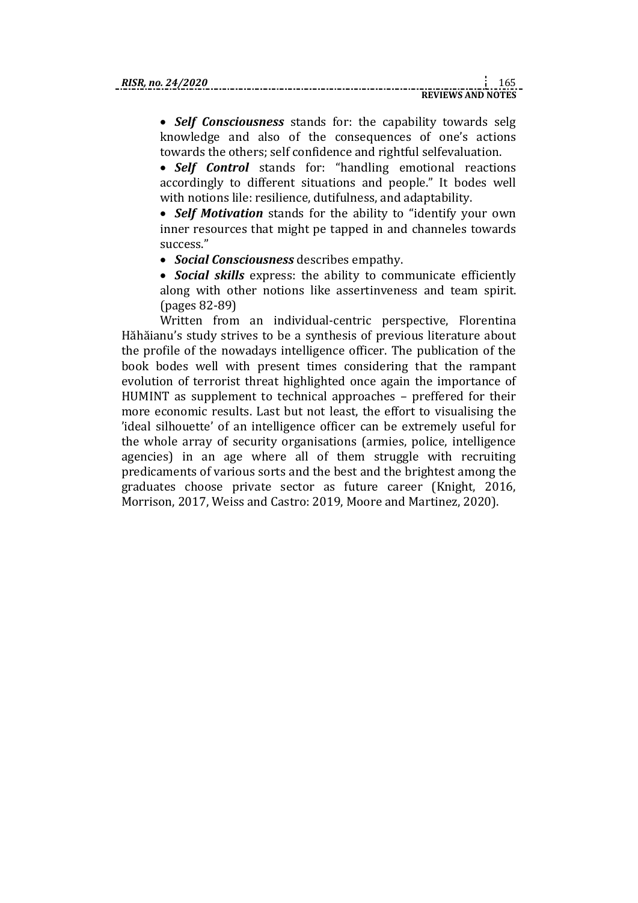- ***Self Consciousness*** stands for: the capability towards selg knowledge and also of the consequences of one's actions towards the others; self confidence and rightful selfevaluation.
- ***Self Control*** stands for: "handling emotional reactions accordingly to different situations and people." It bodes well with notions lile: resilience, dutifulness, and adaptability.
- ***Self Motivation*** stands for the ability to "identify your own inner resources that might pe tapped in and channeles towards success."
- ***Social Consciousness*** describes empathy.
- ***Social skills*** express: the ability to communicate efficiently along with other notions like assertinveness and team spirit. (pages 82-89)

Written from an individual-centric perspective, Florentina Hăhăianu's study strives to be a synthesis of previous literature about the profile of the nowadays intelligence officer. The publication of the book bodes well with present times considering that the rampant evolution of terrorist threat highlighted once again the importance of HUMINT as supplement to technical approaches – preffered for their more economic results. Last but not least, the effort to visualising the 'ideal silhouette' of an intelligence officer can be extremely useful for the whole array of security organisations (armies, police, intelligence agencies) in an age where all of them struggle with recruiting predicaments of various sorts and the best and the brightest among the graduates choose private sector as future career (Knight, 2016, Morrison, 2017, Weiss and Castro: 2019, Moore and Martinez, 2020).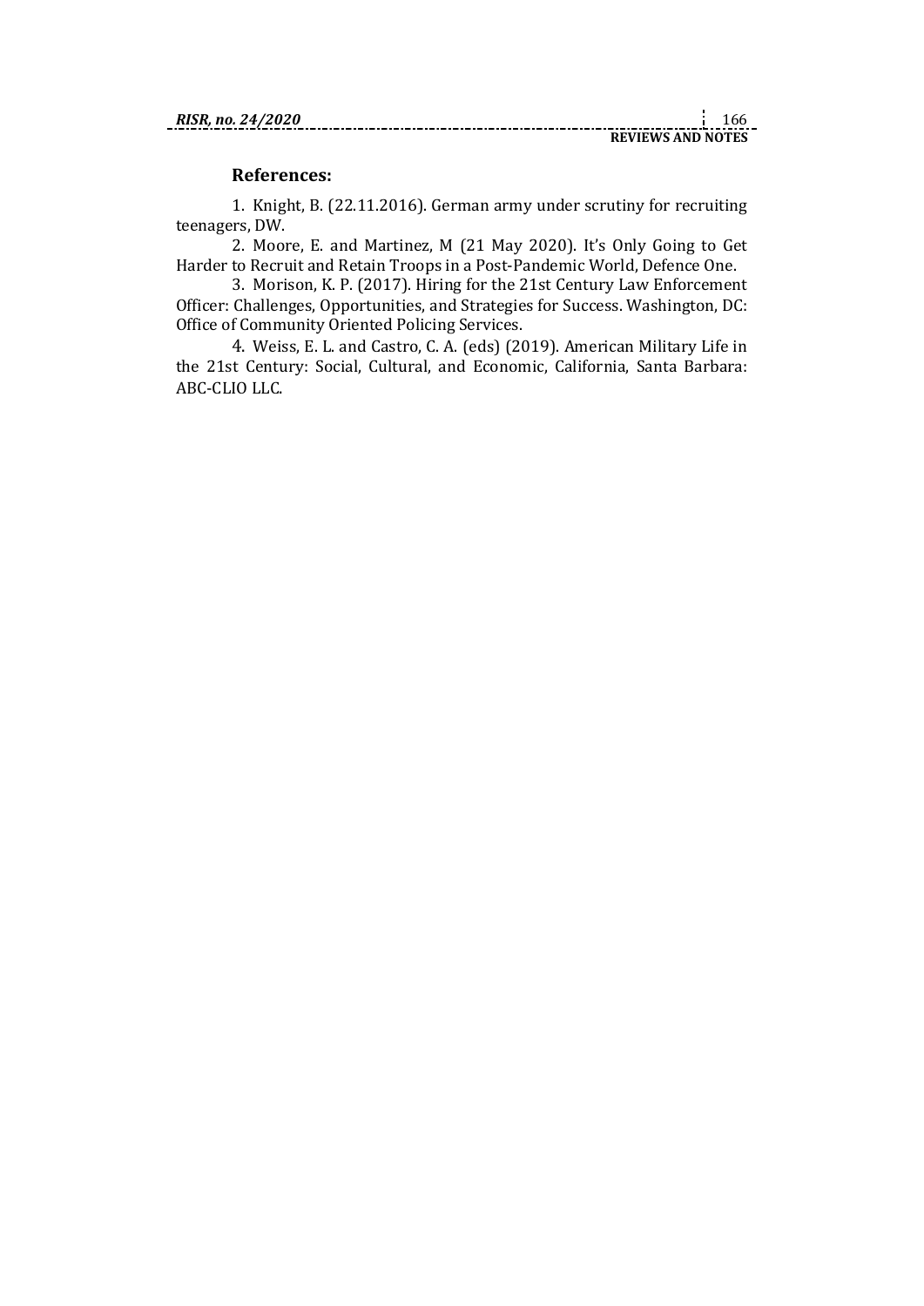## References:

1. Knight, B. (22.11.2016). German army under scrutiny for recruiting teenagers, DW.
2. Moore, E. and Martinez, M (21 May 2020). It's Only Going to Get Harder to Recruit and Retain Troops in a Post-Pandemic World, Defence One.
3. Morison, K. P. (2017). Hiring for the 21st Century Law Enforcement Officer: Challenges, Opportunities, and Strategies for Success. Washington, DC: Office of Community Oriented Policing Services.
4. Weiss, E. L. and Castro, C. A. (eds) (2019). American Military Life in the 21st Century: Social, Cultural, and Economic, California, Santa Barbara: ABC-CLIO LLC.